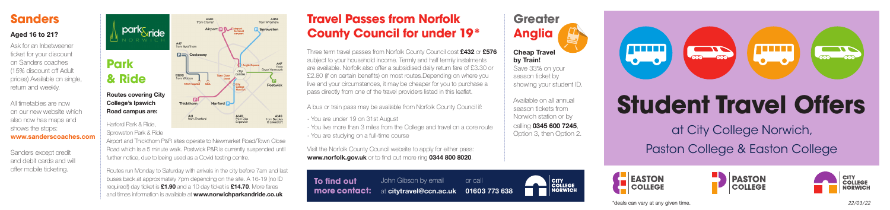# Student Travel Offers

at City College Norwich,

Paston College & Easton College

## Sanders

### Aged 16 to 21?

Ask for an Inbetweener ticket for your discount on Sanders coaches (15% discount off Adult prices) Available on single, return and weekly.

All timetables are now on our new website which also now has maps and shows the stops:
**www.sanderscoaches.com**

Sanders except credit and debit cards and will offer mobile ticketing.

## Park & Ride

park&ride NORWICH

**Routes covering City College's Ipswich Road campus are:**

Harford Park & Ride,
Sprowston Park & Ride

Airport and Thickthorn P&R sites operate to Newmarket Road/Town Close Road which is a 5 minute walk. Postwick P&R is currently suspended until further notice, due to being used as a Covid testing centre.

Routes run Monday to Saturday with arrivals in the city before 7am and last buses back at approximately 7pm depending on the site. A 16-19 (no ID required!) day ticket is **£1.90** and a 10 day ticket is **£14.70**. More fares and times information is available at **www.norwichparkandride.co.uk**

## Travel Passes from Norfolk County Council for under 19*

Three term travel passes from Norfolk County Council cost **£432** or **£576** subject to your household income. Termly and half termly instalments are available. Norfolk also offer a subsidised daily return fare of £3.30 or £2.80 (if on certain benefits) on most routes.Depending on where you live and your circumstances, it may be cheaper for you to purchase a pass directly from one of the travel providers listed in this leaflet.

A bus or train pass may be available from Norfolk County Council if:

- You are under 19 on 31st August
- You live more than 3 miles from the College and travel on a core route
- You are studying on a full-time course

Visit the Norfolk County Council website to apply for either pass: **www.norfolk.gov.uk** or to find out more ring **0344 800 8020**.

**To find out more contact:** John Gibson by email at **citytravel@ccn.ac.uk** or call **01603 773 638**

## Greater Anglia

**Cheap Travel by Train!**

Save 33% on your season ticket by showing your student ID.

Available on all annual season tickets from Norwich station or by calling **0345 600 7245**, Option 3, then Option 2.

EASTON COLLEGE · PASTON COLLEGE · CITY COLLEGE NORWICH

*deals can vary at any given time.

22/03/22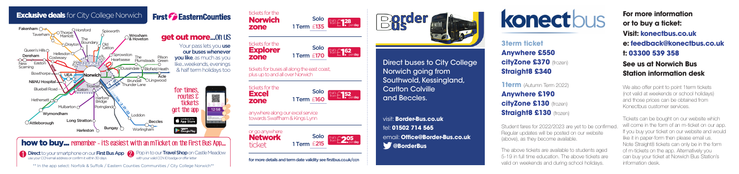## Exclusive deals for City College Norwich

First EasternCounties

Fakenham
Taverham
Thorpe Marriott
Horsford
Spixworth
Wroxham & Hoveton
The Boundary
Drayton
Old Catton
Queen's Hills
Dereham
Hellesdon
Costessey
Sprowston
Heartsease
The Plumsteads
Plumstead Green
New Costessey
Easton
Scarning
INNER ZONE
Dussindale
Blofield Heath
Bowthorpe
UEA
Norwich
Acle
N&NU Hospital
Brundall
Lingwood
Thunder Lane
Bluebell Road
Trowse
Eaton
Hethersett
Harford Bridge
Poringland
Mulbarton
Wymondham
Loddon
Long Stratton
Beccles
Attleborough
Harleston
Bungay
Worlingham

### get out more...on us

Your pass lets you **use our buses whenever you like**, as much as you like...weekends, evenings & half term holidays too

for times, routes & tickets get the app

App Store
Google Play

### how to buy... remember - its easiest with an mTicket on the First Bus App...

1. **Direct** to your smartphone on our **First Bus App** — use your CCN email address or confirm it within 30 days
2. Pop in to our **Travel Shop** on Castle Meadow — with your valid CCN ID badge or offer letter

** In the app select: Norfolk & Suffolk / Eastern Counties Communities / City College Norwich**

tickets for the **Norwich zone** — Solo 1 Term £135 — that's from £1.28 per day

tickets for the **Explorer zone** — Solo 1 Term £170 — that's from £1.62 per day

tickets for buses all along the east coast, plus up to and all over Norwich

tickets for the **Excel zone** — Solo 1 Term £160 — that's from £1.52 per day

anywhere along our excel service towards Swaffham & Kings Lynn

or go anywhere **Network ticket** — Solo 1 Term £215 — that's from £2.05 per day

**for more details and term date validity see firstbus.co.uk/ccn**

## Border Bus

Direct buses to City College Norwich going from Southwold, Kessingland, Carlton Colville and Beccles.

visit: **Border-Bus.co.uk**
tel: **01502 714 565**
email: **Office@Border-Bus.co.uk**
**@BorderBus**

## konectbus

### 3term ticket

**Anywhere £550**
**cityZone £370** (frozen)
**Straight8 £340**

### 1term (Autumn Term 2022)

**Anywhere £190**
**cityZone £130** (frozen)
**Straight8 £130** (frozen)

Student fares for 2022/2023 are yet to be confirmed. Regular updates will be posted on our website (above), as they become available.

The above tickets are available to students aged 5-19 in full time education. The above tickets are valid on weekends and during school holidays.

### For more information or to buy a ticket:

**Visit: konectbus.co.uk**
**e: feedback@konectbus.co.uk**
**t: 03300 539 358**

### See us at Norwich Bus Station information desk

We also offer point to point 1term tickets (not valid at weekends or school holidays) and those prices can be obtained from Konectbus customer services.

Tickets can be bought on our website which will come in the form of an m-ticket on our app. If you buy your ticket on our website and would like it in paper-form then please email us. Note Straight8 tickets can only be in the form of m-tickets on the app. Alternatively you can buy your ticket at Norwich Bus Station's information desk.